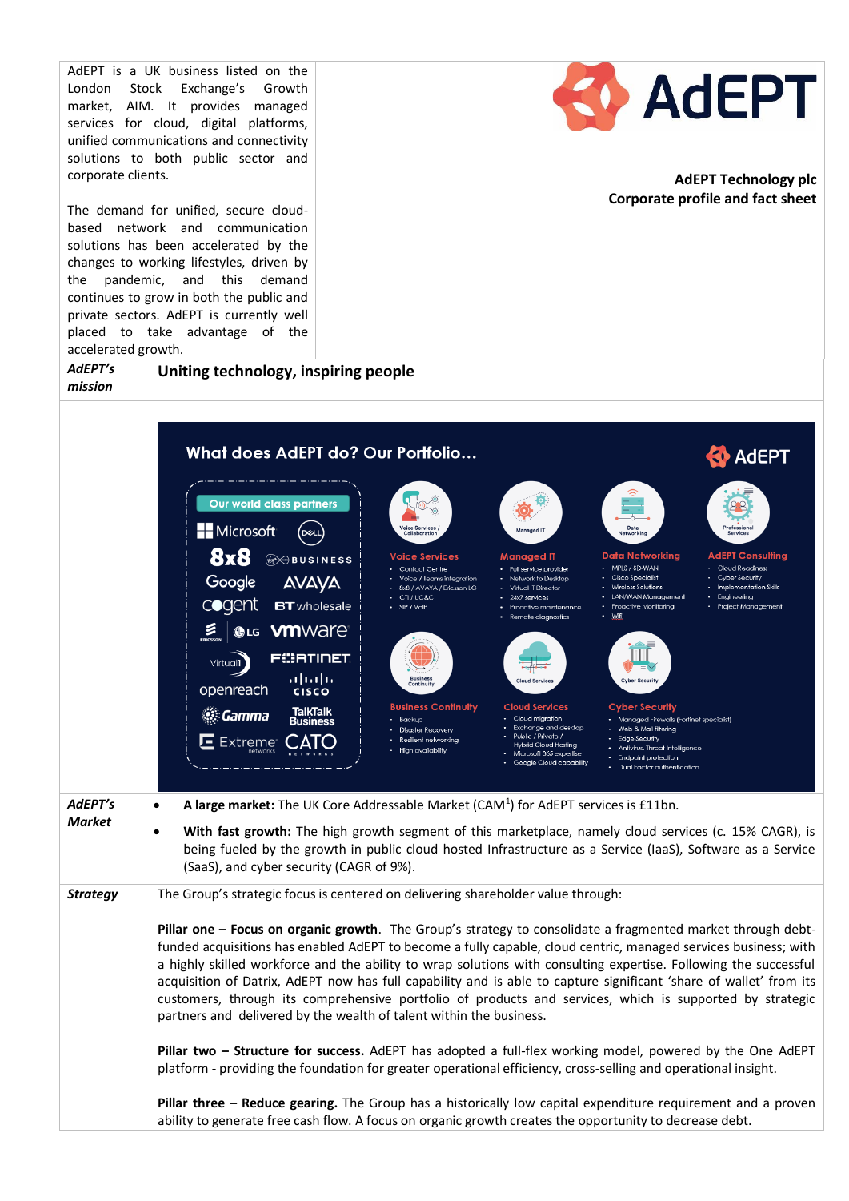AdEPT is a UK business listed on the London Stock Exchange's Growth market, AIM. It provides managed services for cloud, digital platforms, unified communications and connectivity solutions to both public sector and corporate clients.

The demand for unified, secure cloud-based network and communication solutions has been accelerated by the changes to working lifestyles, driven by the pandemic, and this demand continues to grow in both the public and private sectors. AdEPT is currently well placed to take advantage of the accelerated growth.

**AdEPT Technology plc**
**Corporate profile and fact sheet**

| | |
|---|---|
| ***AdEPT's mission*** | **Uniting technology, inspiring people** |

## What does AdEPT do? Our Portfolio...

**Our world class partners:** Microsoft, Dell, 8x8, Virgin Media Business, Google, AVAYA, cogent, BT wholesale, Ericsson, LG, vmware, Virtual1, Fortinet, openreach, Cisco, Gamma, TalkTalk Business, Extreme networks, CATO Networks

**Voice Services**
- Contact Centre
- Voice / Teams Integration
- 8x8 / AVAYA / Ericsson LG
- CTI / UC&C
- SIP / VoIP

**Managed IT**
- Full service provider
- Network to Desktop
- Virtual IT Director
- 24x7 services
- Proactive maintenance
- Remote diagnostics

**Data Networking**
- MPLS / SD-WAN
- Cisco Specialist
- Wireless Solutions
- LAN/WAN Management
- Proactive Monitoring
- Wifi

**AdEPT Consulting**
- Cloud Readiness
- Cyber Security
- Implementation Skills
- Engineering
- Project Management

**Business Continuity**
- Backup
- Disaster Recovery
- Resilient networking
- High availability

**Cloud Services**
- Cloud migration
- Exchange and desktop
- Public / Private / Hybrid Cloud Hosting
- Microsoft 365 expertise
- Google Cloud capability

**Cyber Security**
- Managed Firewalls (Fortinet specialist)
- Web & Mail filtering
- Edge Security
- Antivirus, Threat Intelligence
- Endpoint protection
- Dual Factor authentication

### *AdEPT's Market*

- **A large market:** The UK Core Addressable Market (CAM[1]) for AdEPT services is £11bn.
- **With fast growth:** The high growth segment of this marketplace, namely cloud services (c. 15% CAGR), is being fueled by the growth in public cloud hosted Infrastructure as a Service (IaaS), Software as a Service (SaaS), and cyber security (CAGR of 9%).

### *Strategy*

The Group's strategic focus is centered on delivering shareholder value through:

**Pillar one – Focus on organic growth**. The Group's strategy to consolidate a fragmented market through debt-funded acquisitions has enabled AdEPT to become a fully capable, cloud centric, managed services business; with a highly skilled workforce and the ability to wrap solutions with consulting expertise. Following the successful acquisition of Datrix, AdEPT now has full capability and is able to capture significant 'share of wallet' from its customers, through its comprehensive portfolio of products and services, which is supported by strategic partners and delivered by the wealth of talent within the business.

**Pillar two – Structure for success.** AdEPT has adopted a full-flex working model, powered by the One AdEPT platform - providing the foundation for greater operational efficiency, cross-selling and operational insight.

**Pillar three – Reduce gearing.** The Group has a historically low capital expenditure requirement and a proven ability to generate free cash flow. A focus on organic growth creates the opportunity to decrease debt.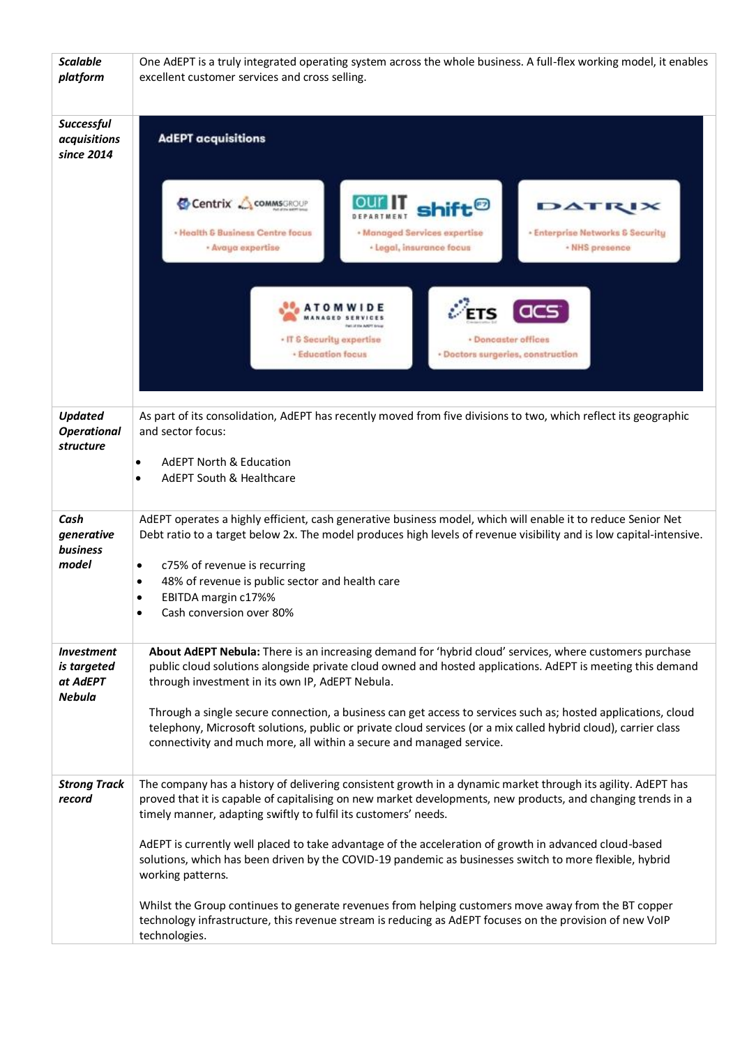| | |
|---|---|
| ***Scalable platform*** | One AdEPT is a truly integrated operating system across the whole business. A full-flex working model, it enables excellent customer services and cross selling. |
| ***Successful acquisitions since 2014*** | **AdEPT acquisitions**<br><br>Centrix / COMMSGROUP: • Health & Business Centre focus • Avaya expertise<br>our IT DEPARTMENT / shift F7: • Managed Services expertise • Legal, insurance focus<br>DATRIX: • Enterprise Networks & Security • NHS presence<br>ATOMWIDE MANAGED SERVICES: • IT & Security expertise • Education focus<br>ETS / acs: • Doncaster offices • Doctors surgeries, construction |
| ***Updated Operational structure*** | As part of its consolidation, AdEPT has recently moved from five divisions to two, which reflect its geographic and sector focus:<br><br>• AdEPT North & Education<br>• AdEPT South & Healthcare |
| ***Cash generative business model*** | AdEPT operates a highly efficient, cash generative business model, which will enable it to reduce Senior Net Debt ratio to a target below 2x. The model produces high levels of revenue visibility and is low capital-intensive.<br><br>• c75% of revenue is recurring<br>• 48% of revenue is public sector and health care<br>• EBITDA margin c17%%<br>• Cash conversion over 80% |
| ***Investment is targeted at AdEPT Nebula*** | **About AdEPT Nebula:** There is an increasing demand for 'hybrid cloud' services, where customers purchase public cloud solutions alongside private cloud owned and hosted applications. AdEPT is meeting this demand through investment in its own IP, AdEPT Nebula.<br><br>Through a single secure connection, a business can get access to services such as; hosted applications, cloud telephony, Microsoft solutions, public or private cloud services (or a mix called hybrid cloud), carrier class connectivity and much more, all within a secure and managed service. |
| ***Strong Track record*** | The company has a history of delivering consistent growth in a dynamic market through its agility. AdEPT has proved that it is capable of capitalising on new market developments, new products, and changing trends in a timely manner, adapting swiftly to fulfil its customers' needs.<br><br>AdEPT is currently well placed to take advantage of the acceleration of growth in advanced cloud-based solutions, which has been driven by the COVID-19 pandemic as businesses switch to more flexible, hybrid working patterns.<br><br>Whilst the Group continues to generate revenues from helping customers move away from the BT copper technology infrastructure, this revenue stream is reducing as AdEPT focuses on the provision of new VoIP technologies. |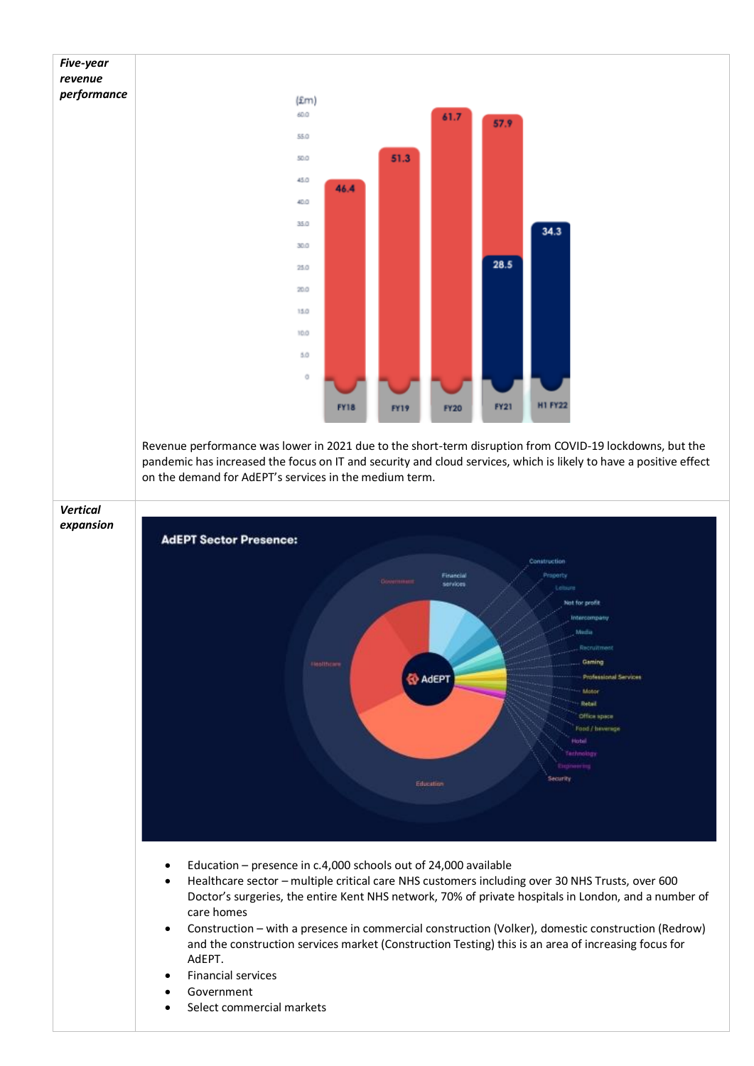| | |
|---|---|
| ***Five-year revenue performance*** | Revenue performance was lower in 2021 due to the short-term disruption from COVID-19 lockdowns, but the pandemic has increased the focus on IT and security and cloud services, which is likely to have a positive effect on the demand for AdEPT's services in the medium term. |
| ***Vertical expansion*** | • Education – presence in c.4,000 schools out of 24,000 available<br>• Healthcare sector – multiple critical care NHS customers including over 30 NHS Trusts, over 600 Doctor's surgeries, the entire Kent NHS network, 70% of private hospitals in London, and a number of care homes<br>• Construction – with a presence in commercial construction (Volker), domestic construction (Redrow) and the construction services market (Construction Testing) this is an area of increasing focus for AdEPT.<br>• Financial services<br>• Government<br>• Select commercial markets |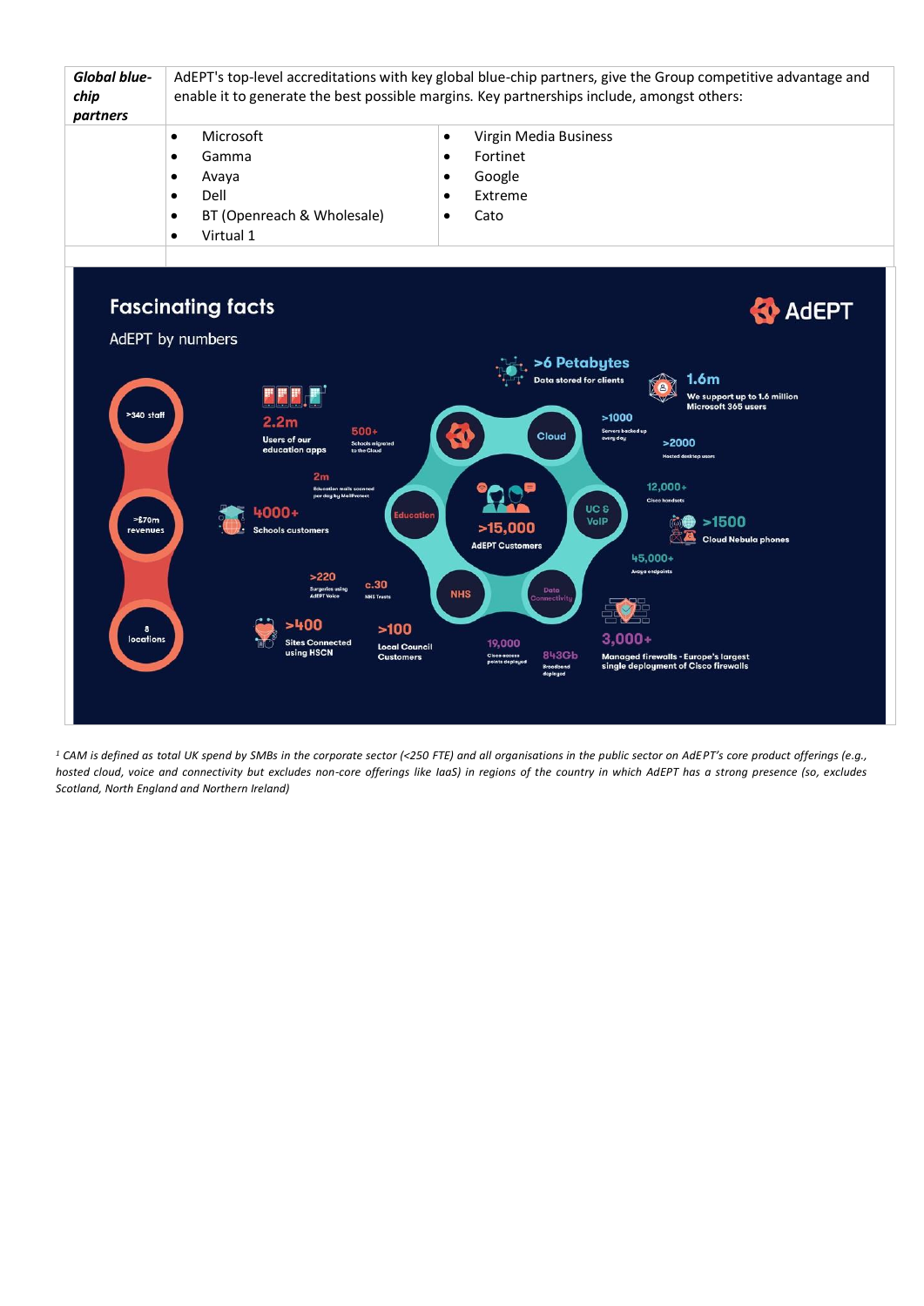| | | |
|---|---|---|
| ***Global blue-chip partners*** | AdEPT's top-level accreditations with key global blue-chip partners, give the Group competitive advantage and enable it to generate the best possible margins. Key partnerships include, amongst others: | |
| | • Microsoft<br>• Gamma<br>• Avaya<br>• Dell<br>• BT (Openreach & Wholesale)<br>• Virtual 1 | • Virgin Media Business<br>• Fortinet<br>• Google<br>• Extreme<br>• Cato |

**Fascinating facts**

AdEPT by numbers

AdEPT

>340 staff

≈£70m revenues

8 locations

2.2m Users of our education apps

500+ Schools migrated to the Cloud

2m Education mails scanned per day by MailProtect

4000+ Schools customers

>220 Surgeries using AdEPT Voice

c.30 NHS Trusts

>400 Sites Connected using HSCN

>100 Local Council Customers

>6 Petabytes Data stored for clients

1.6m We support up to 1.6 million Microsoft 365 users

>1000 Servers backed up every day

>2000 Hosted desktop users

12,000+ Cisco handsets

>1500 Cloud Nebula phones

45,000+ Avaya endpoints

3,000+ Managed firewalls - Europe's largest single deployment of Cisco firewalls

19,000 Cisco access points deployed

843Gb Broadband deployed

Cloud

UC & VoIP

Data Connectivity

NHS

Education

>15,000 AdEPT Customers

*[1] CAM is defined as total UK spend by SMBs in the corporate sector (<250 FTE) and all organisations in the public sector on AdEPT's core product offerings (e.g., hosted cloud, voice and connectivity but excludes non-core offerings like IaaS) in regions of the country in which AdEPT has a strong presence (so, excludes Scotland, North England and Northern Ireland)*